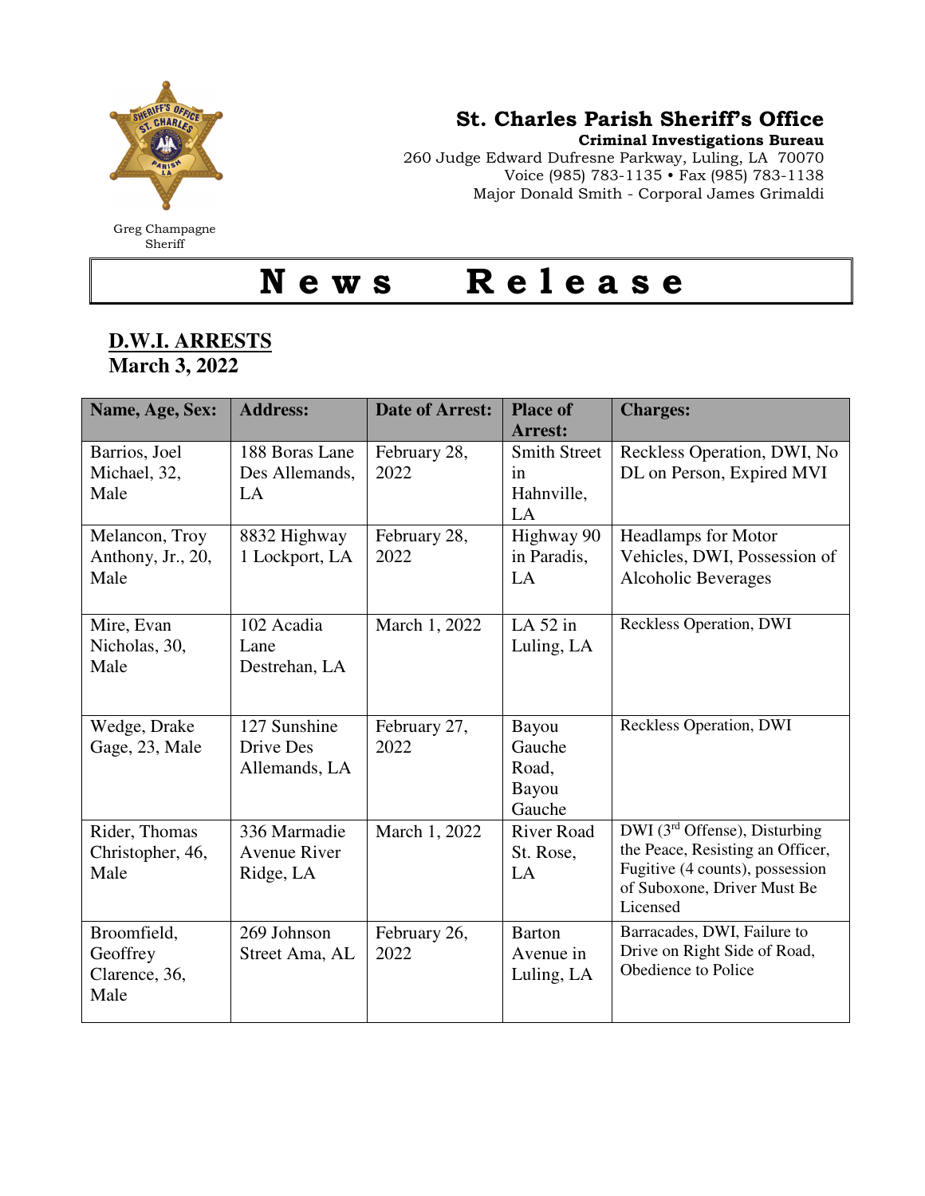Greg Champagne
Sheriff

**St. Charles Parish Sheriff's Office**
**Criminal Investigations Bureau**
260 Judge Edward Dufresne Parkway, Luling, LA 70070
Voice (985) 783-1135 • Fax (985) 783-1138
Major Donald Smith - Corporal James Grimaldi

# News Release

## D.W.I. ARRESTS
**March 3, 2022**

| Name, Age, Sex: | Address: | Date of Arrest: | Place of Arrest: | Charges: |
|---|---|---|---|---|
| Barrios, Joel Michael, 32, Male | 188 Boras Lane Des Allemands, LA | February 28, 2022 | Smith Street in Hahnville, LA | Reckless Operation, DWI, No DL on Person, Expired MVI |
| Melancon, Troy Anthony, Jr., 20, Male | 8832 Highway 1 Lockport, LA | February 28, 2022 | Highway 90 in Paradis, LA | Headlamps for Motor Vehicles, DWI, Possession of Alcoholic Beverages |
| Mire, Evan Nicholas, 30, Male | 102 Acadia Lane Destrehan, LA | March 1, 2022 | LA 52 in Luling, LA | Reckless Operation, DWI |
| Wedge, Drake Gage, 23, Male | 127 Sunshine Drive Des Allemands, LA | February 27, 2022 | Bayou Gauche Road, Bayou Gauche | Reckless Operation, DWI |
| Rider, Thomas Christopher, 46, Male | 336 Marmadie Avenue River Ridge, LA | March 1, 2022 | River Road St. Rose, LA | DWI (3rd Offense), Disturbing the Peace, Resisting an Officer, Fugitive (4 counts), possession of Suboxone, Driver Must Be Licensed |
| Broomfield, Geoffrey Clarence, 36, Male | 269 Johnson Street Ama, AL | February 26, 2022 | Barton Avenue in Luling, LA | Barracades, DWI, Failure to Drive on Right Side of Road, Obedience to Police |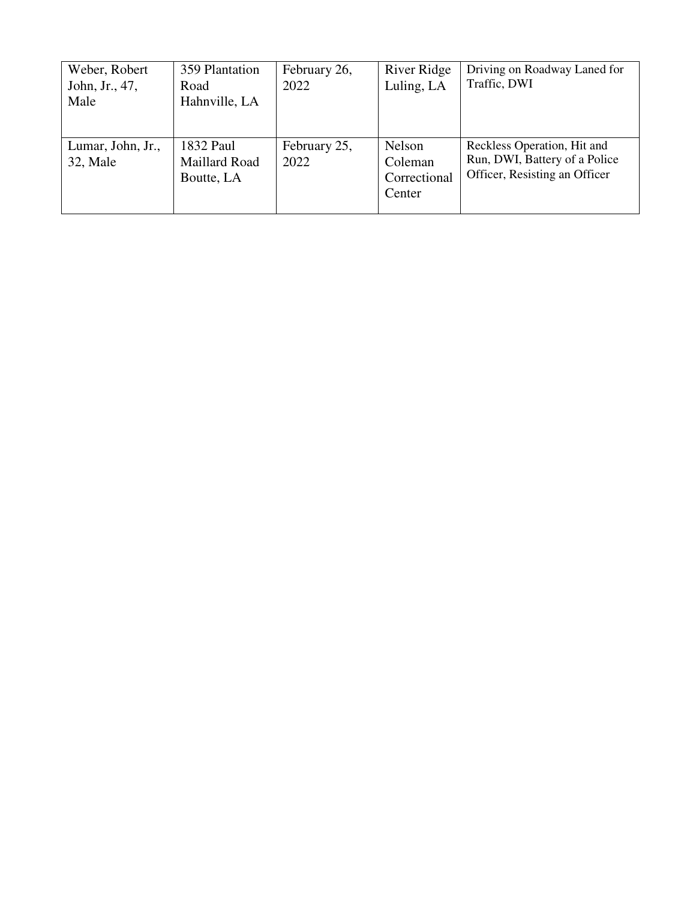| | | | | |
|---|---|---|---|---|
| Weber, Robert John, Jr., 47, Male | 359 Plantation Road Hahnville, LA | February 26, 2022 | River Ridge Luling, LA | Driving on Roadway Laned for Traffic, DWI |
| Lumar, John, Jr., 32, Male | 1832 Paul Maillard Road Boutte, LA | February 25, 2022 | Nelson Coleman Correctional Center | Reckless Operation, Hit and Run, DWI, Battery of a Police Officer, Resisting an Officer |